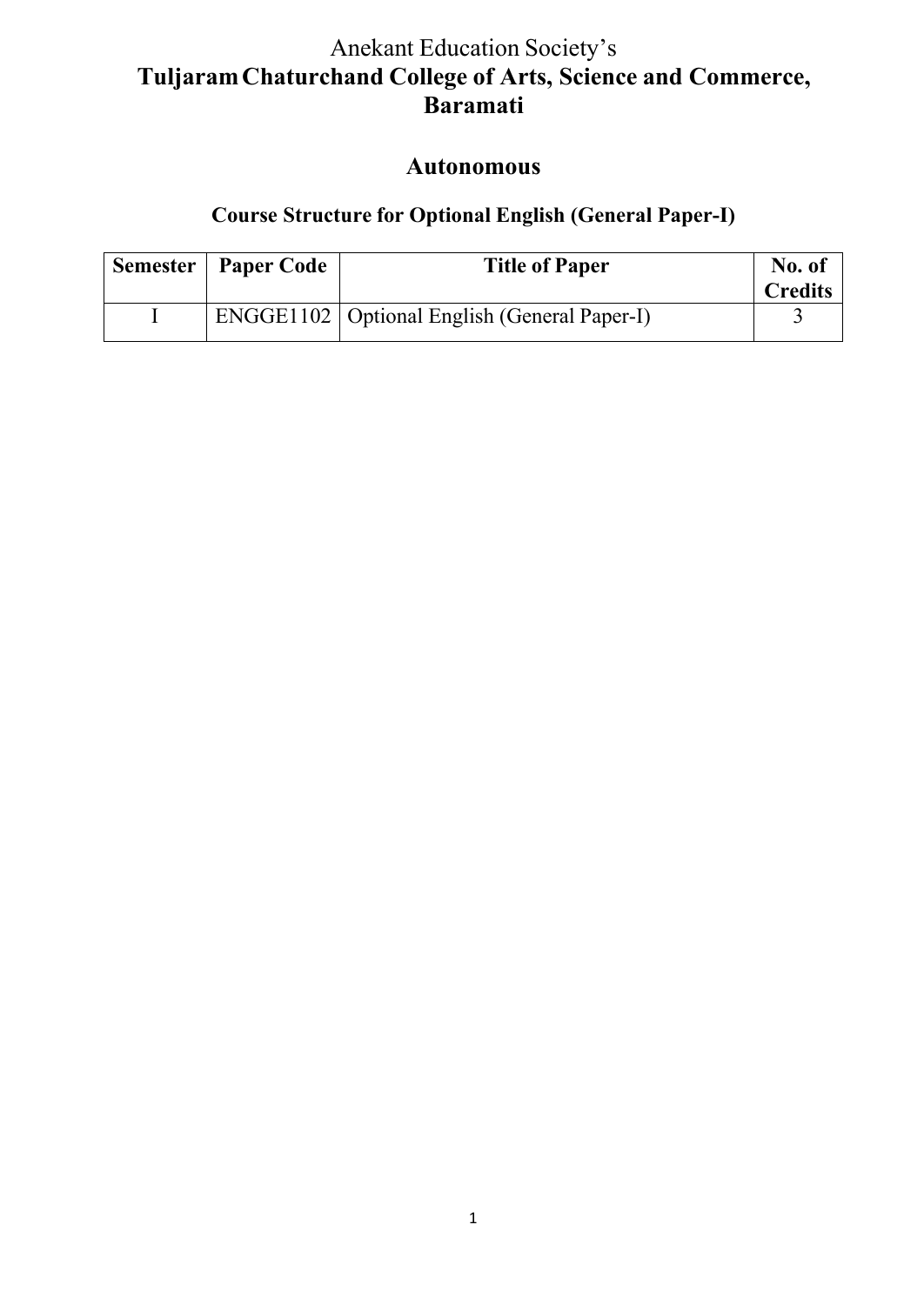# Anekant Education Society's

# Tuljaram Chaturchand College of Arts, Science and Commerce, Baramati

## Autonomous

### Course Structure for Optional English (General Paper-I)

| Semester | Paper Code | Title of Paper | No. of Credits |
|---|---|---|---|
| I | ENGGE1102 | Optional English (General Paper-I) | 3 |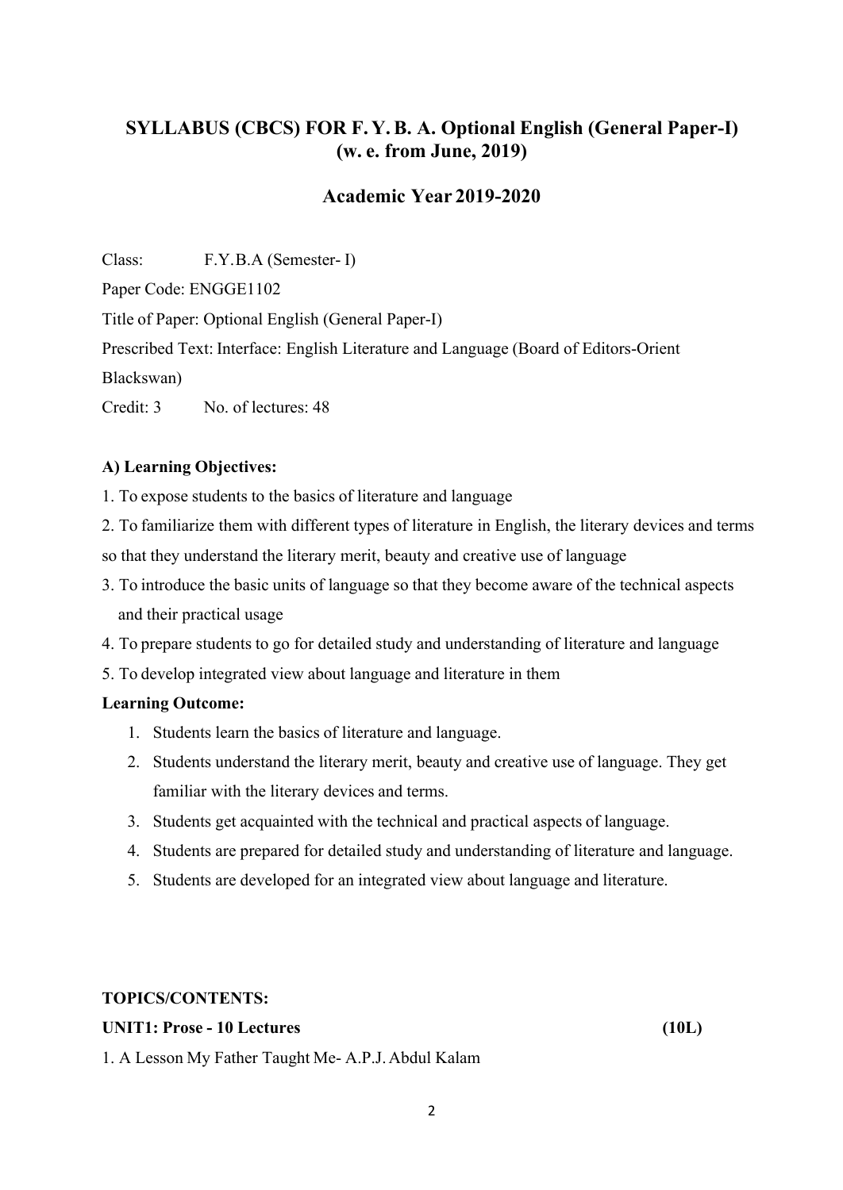## SYLLABUS (CBCS) FOR F. Y. B. A. Optional English (General Paper-I) (w. e. from June, 2019)

## Academic Year 2019-2020

Class: F.Y.B.A (Semester- I)

Paper Code: ENGGE1102

Title of Paper: Optional English (General Paper-I)

Prescribed Text: Interface: English Literature and Language (Board of Editors-Orient Blackswan)

Credit: 3 No. of lectures: 48

**A) Learning Objectives:**

1. To expose students to the basics of literature and language
2. To familiarize them with different types of literature in English, the literary devices and terms so that they understand the literary merit, beauty and creative use of language
3. To introduce the basic units of language so that they become aware of the technical aspects and their practical usage
4. To prepare students to go for detailed study and understanding of literature and language
5. To develop integrated view about language and literature in them

**Learning Outcome:**

1. Students learn the basics of literature and language.
2. Students understand the literary merit, beauty and creative use of language. They get familiar with the literary devices and terms.
3. Students get acquainted with the technical and practical aspects of language.
4. Students are prepared for detailed study and understanding of literature and language.
5. Students are developed for an integrated view about language and literature.

**TOPICS/CONTENTS:**

**UNIT1: Prose - 10 Lectures (10L)**

1. A Lesson My Father Taught Me- A.P.J. Abdul Kalam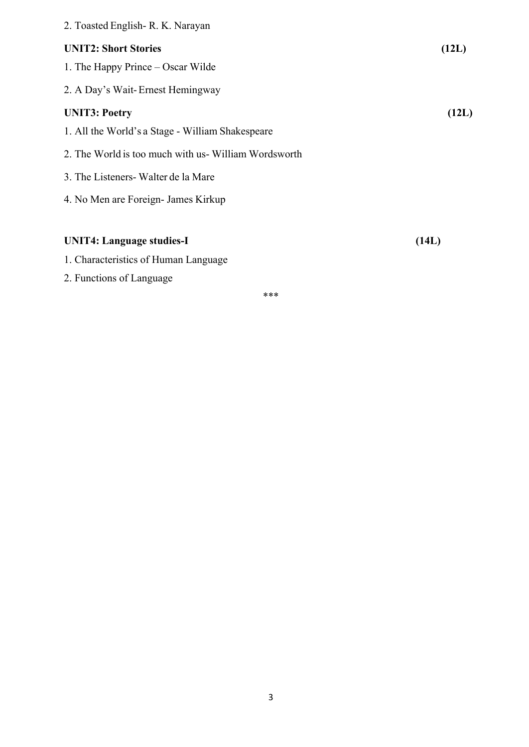2. Toasted English- R. K. Narayan

**UNIT2: Short Stories** **(12L)**

1. The Happy Prince – Oscar Wilde

2. A Day's Wait- Ernest Hemingway

**UNIT3: Poetry** **(12L)**

1. All the World's a Stage - William Shakespeare

2. The World is too much with us- William Wordsworth

3. The Listeners- Walter de la Mare

4. No Men are Foreign- James Kirkup

**UNIT4: Language studies-I** **(14L)**

1. Characteristics of Human Language

2. Functions of Language

***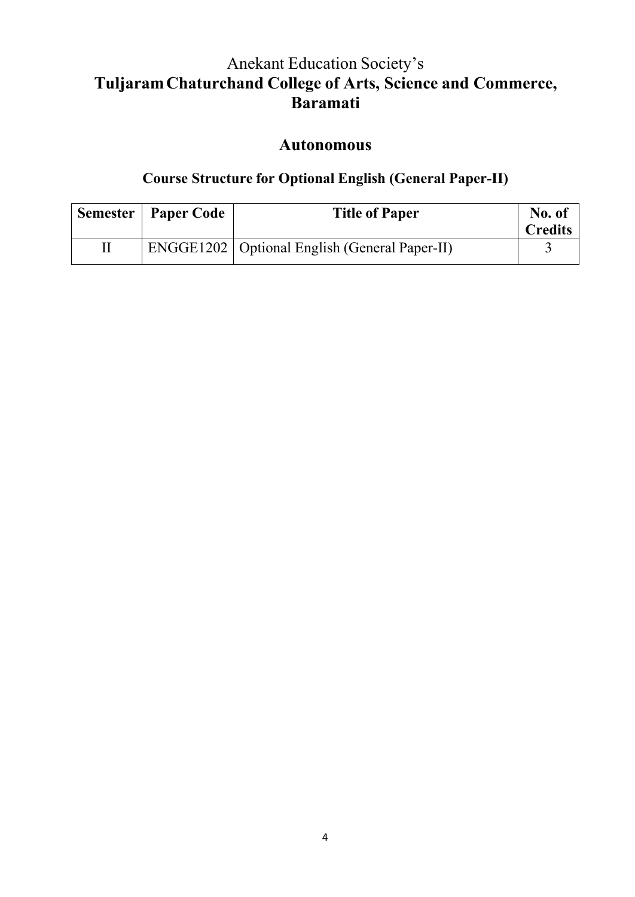Anekant Education Society's

# Tuljaram Chaturchand College of Arts, Science and Commerce, Baramati

## Autonomous

### Course Structure for Optional English (General Paper-II)

| Semester | Paper Code | Title of Paper | No. of Credits |
|---|---|---|---|
| II | ENGGE1202 | Optional English (General Paper-II) | 3 |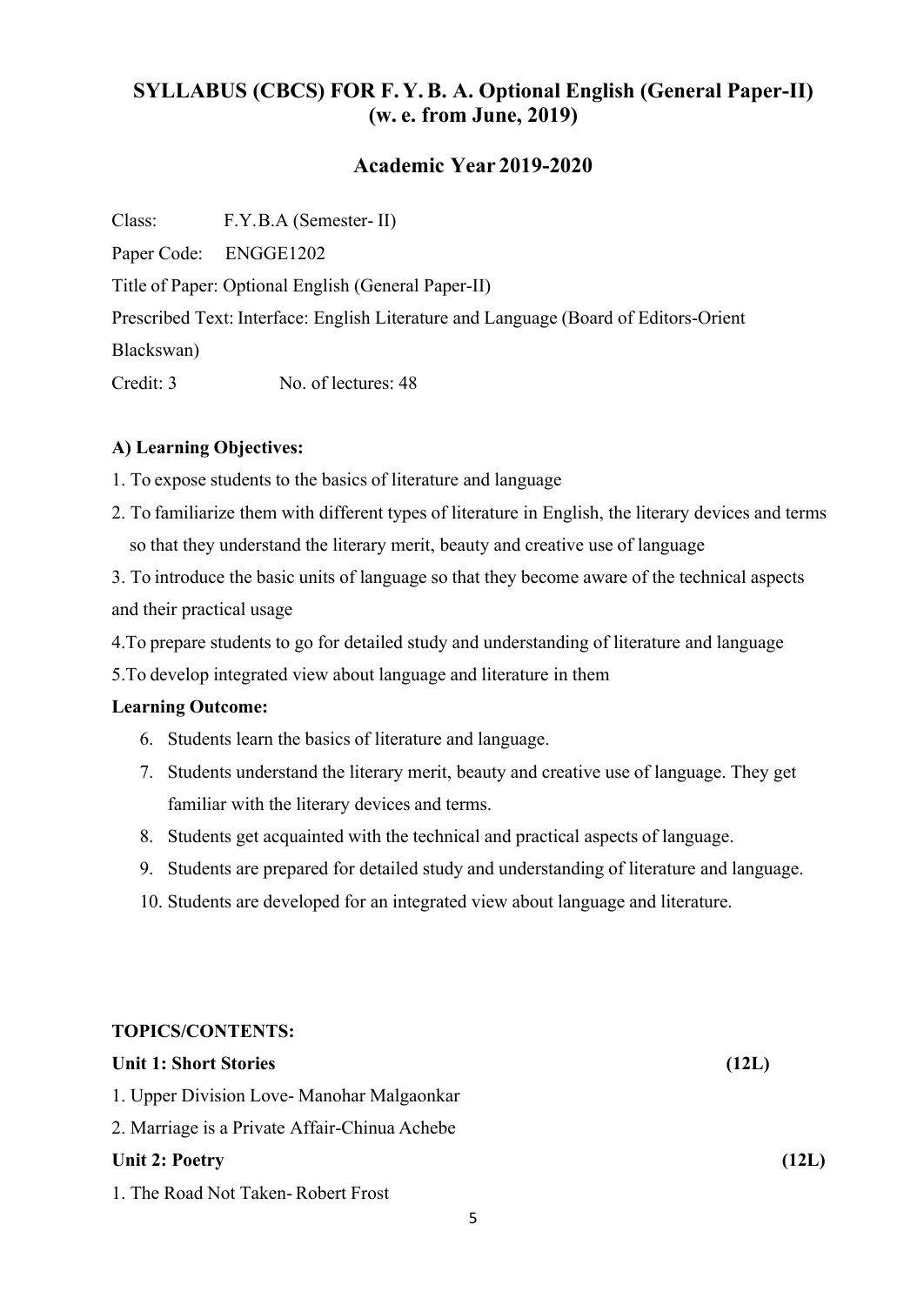## SYLLABUS (CBCS) FOR F. Y. B. A. Optional English (General Paper-II) (w. e. from June, 2019)

## Academic Year 2019-2020

Class: F.Y.B.A (Semester- II)

Paper Code: ENGGE1202

Title of Paper: Optional English (General Paper-II)

Prescribed Text: Interface: English Literature and Language (Board of Editors-Orient Blackswan)

Credit: 3 No. of lectures: 48

**A) Learning Objectives:**

1. To expose students to the basics of literature and language
2. To familiarize them with different types of literature in English, the literary devices and terms so that they understand the literary merit, beauty and creative use of language
3. To introduce the basic units of language so that they become aware of the technical aspects and their practical usage
4. To prepare students to go for detailed study and understanding of literature and language
5. To develop integrated view about language and literature in them

**Learning Outcome:**

6. Students learn the basics of literature and language.
7. Students understand the literary merit, beauty and creative use of language. They get familiar with the literary devices and terms.
8. Students get acquainted with the technical and practical aspects of language.
9. Students are prepared for detailed study and understanding of literature and language.
10. Students are developed for an integrated view about language and literature.

**TOPICS/CONTENTS:**

**Unit 1: Short Stories (12L)**

1. Upper Division Love- Manohar Malgaonkar
2. Marriage is a Private Affair-Chinua Achebe

**Unit 2: Poetry (12L)**

1. The Road Not Taken- Robert Frost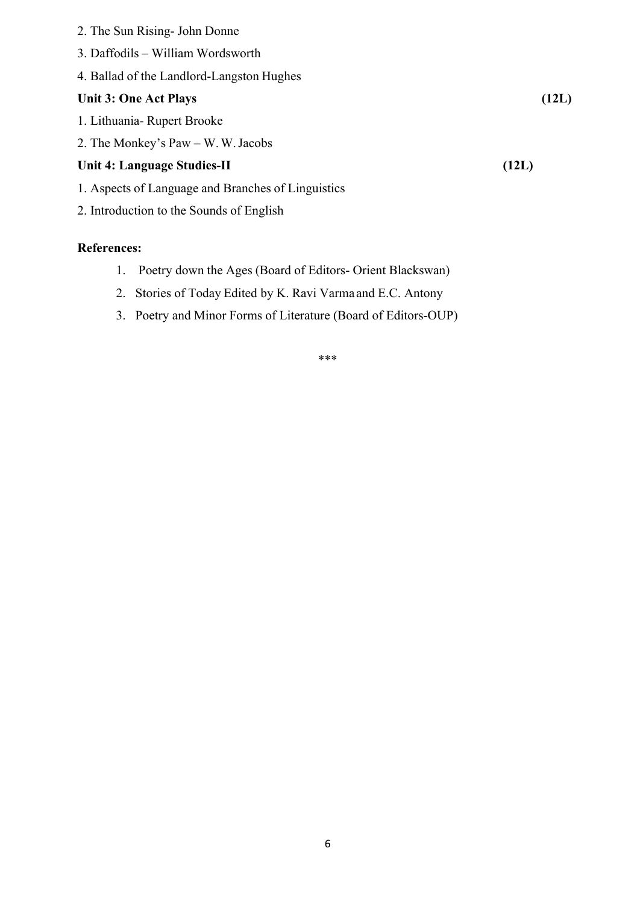2. The Sun Rising- John Donne

3. Daffodils – William Wordsworth

4. Ballad of the Landlord-Langston Hughes

**Unit 3: One Act Plays** **(12L)**

1. Lithuania- Rupert Brooke

2. The Monkey's Paw – W. W. Jacobs

**Unit 4: Language Studies-II** **(12L)**

1. Aspects of Language and Branches of Linguistics

2. Introduction to the Sounds of English

**References:**

1. Poetry down the Ages (Board of Editors- Orient Blackswan)
2. Stories of Today Edited by K. Ravi Varma and E.C. Antony
3. Poetry and Minor Forms of Literature (Board of Editors-OUP)

***